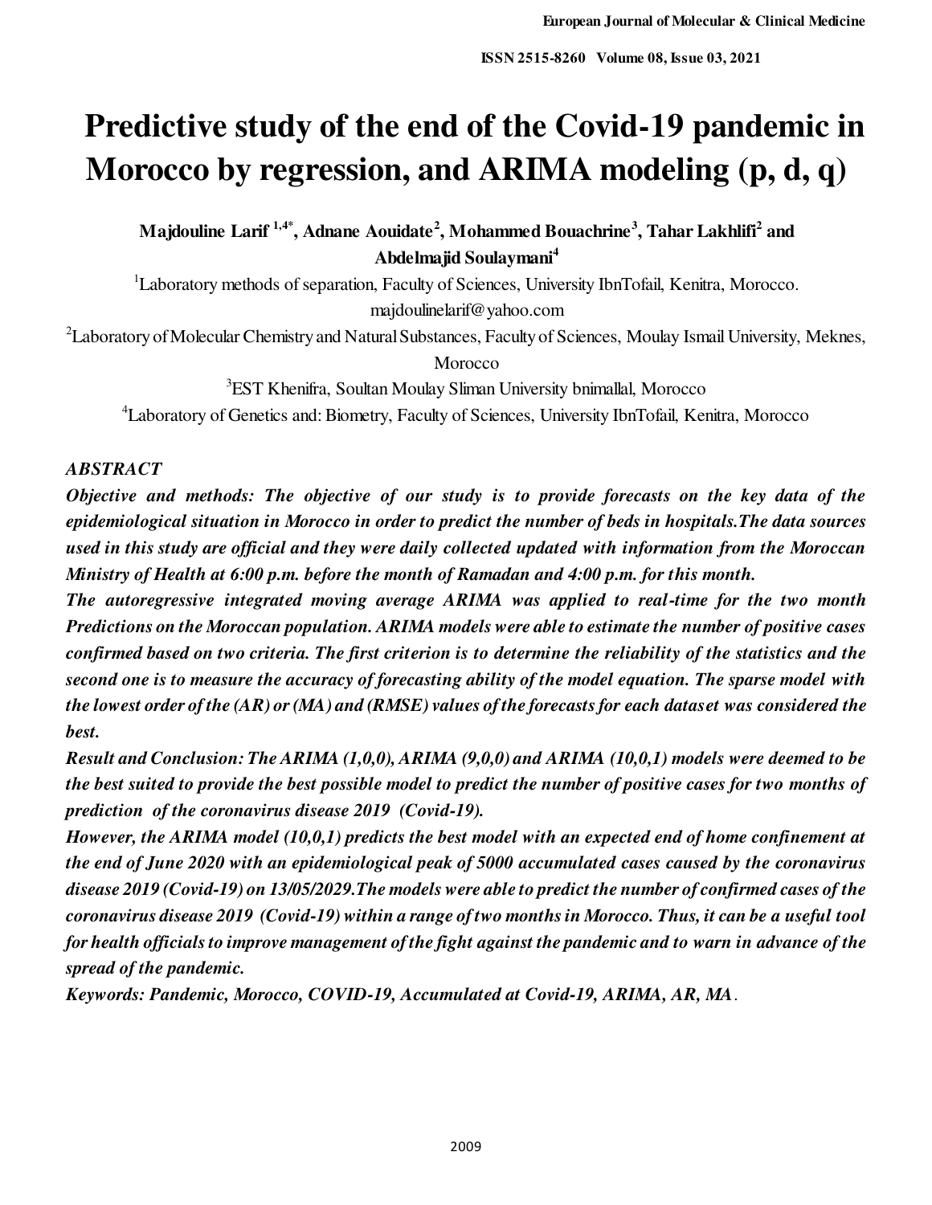# Predictive study of the end of the Covid-19 pandemic in Morocco by regression, and ARIMA modeling (p, d, q)

**Majdouline Larif [1,4*], Adnane Aouidate[2], Mohammed Bouachrine[3], Tahar Lakhlifi[2] and Abdelmajid Soulaymani[4]**

[1]Laboratory methods of separation, Faculty of Sciences, University IbnTofail, Kenitra, Morocco. majdoulinelarif@yahoo.com

[2]Laboratory of Molecular Chemistry and Natural Substances, Faculty of Sciences, Moulay Ismail University, Meknes, Morocco

[3]EST Khenifra, Soultan Moulay Sliman University bnimallal, Morocco

[4]Laboratory of Genetics and: Biometry, Faculty of Sciences, University IbnTofail, Kenitra, Morocco

***ABSTRACT***

***Objective and methods: The objective of our study is to provide forecasts on the key data of the epidemiological situation in Morocco in order to predict the number of beds in hospitals.The data sources used in this study are official and they were daily collected updated with information from the Moroccan Ministry of Health at 6:00 p.m. before the month of Ramadan and 4:00 p.m. for this month.***

***The autoregressive integrated moving average ARIMA was applied to real-time for the two month Predictions on the Moroccan population. ARIMA models were able to estimate the number of positive cases confirmed based on two criteria. The first criterion is to determine the reliability of the statistics and the second one is to measure the accuracy of forecasting ability of the model equation. The sparse model with the lowest order of the (AR) or (MA) and (RMSE) values of the forecasts for each dataset was considered the best.***

***Result and Conclusion: The ARIMA (1,0,0), ARIMA (9,0,0) and ARIMA (10,0,1) models were deemed to be the best suited to provide the best possible model to predict the number of positive cases for two months of prediction of the coronavirus disease 2019 (Covid-19).***

***However, the ARIMA model (10,0,1) predicts the best model with an expected end of home confinement at the end of June 2020 with an epidemiological peak of 5000 accumulated cases caused by the coronavirus disease 2019 (Covid-19) on 13/05/2029.The models were able to predict the number of confirmed cases of the coronavirus disease 2019 (Covid-19) within a range of two months in Morocco. Thus, it can be a useful tool for health officials to improve management of the fight against the pandemic and to warn in advance of the spread of the pandemic.***

***Keywords: Pandemic, Morocco, COVID-19, Accumulated at Covid-19, ARIMA, AR, MA.***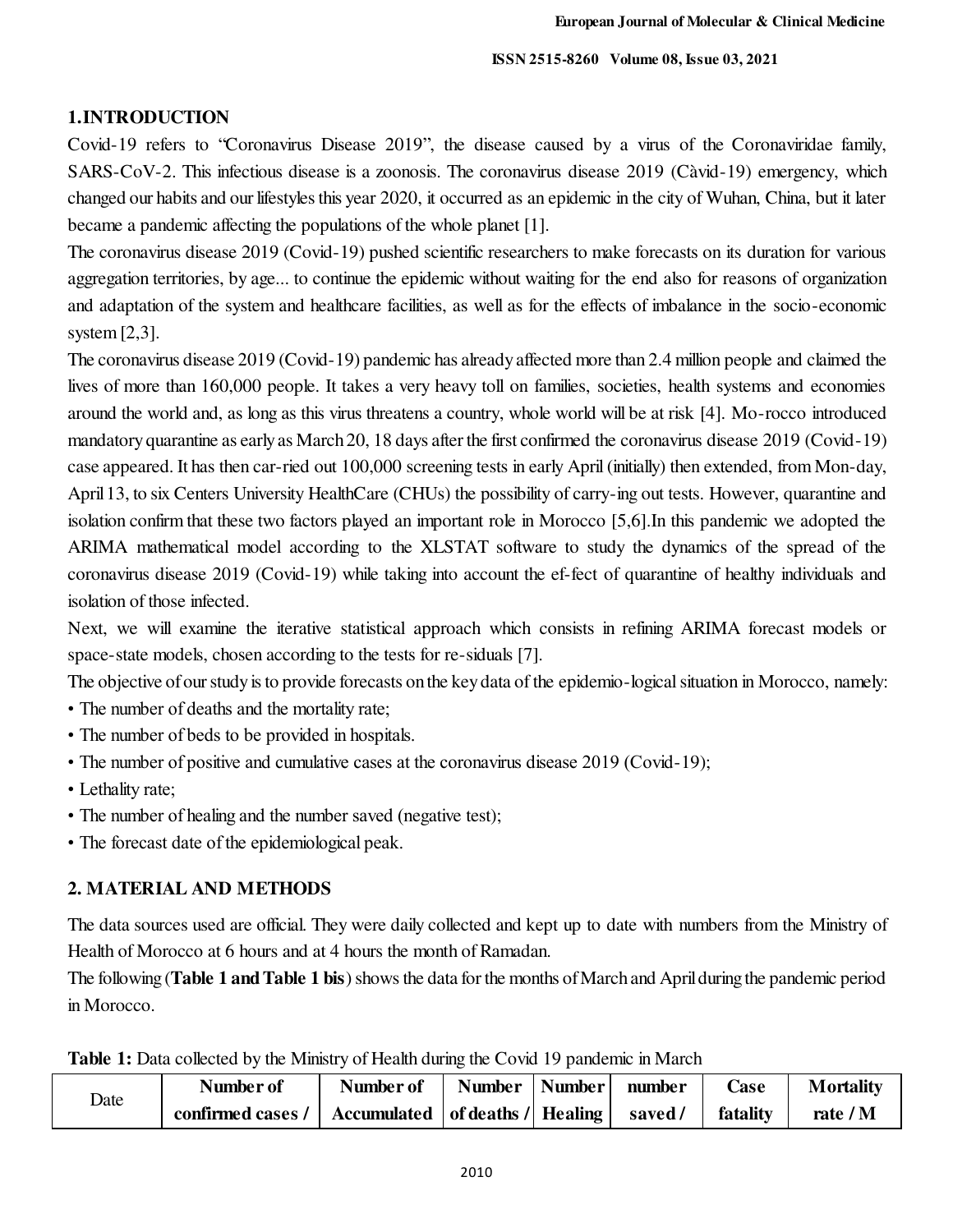## 1.INTRODUCTION

Covid-19 refers to "Coronavirus Disease 2019", the disease caused by a virus of the Coronaviridae family, SARS-CoV-2. This infectious disease is a zoonosis. The coronavirus disease 2019 (Càvid-19) emergency, which changed our habits and our lifestyles this year 2020, it occurred as an epidemic in the city of Wuhan, China, but it later became a pandemic affecting the populations of the whole planet [1].

The coronavirus disease 2019 (Covid-19) pushed scientific researchers to make forecasts on its duration for various aggregation territories, by age... to continue the epidemic without waiting for the end also for reasons of organization and adaptation of the system and healthcare facilities, as well as for the effects of imbalance in the socio-economic system [2,3].

The coronavirus disease 2019 (Covid-19) pandemic has already affected more than 2.4 million people and claimed the lives of more than 160,000 people. It takes a very heavy toll on families, societies, health systems and economies around the world and, as long as this virus threatens a country, whole world will be at risk [4]. Mo-rocco introduced mandatory quarantine as early as March 20, 18 days after the first confirmed the coronavirus disease 2019 (Covid-19) case appeared. It has then car-ried out 100,000 screening tests in early April (initially) then extended, from Mon-day, April 13, to six Centers University HealthCare (CHUs) the possibility of carry-ing out tests. However, quarantine and isolation confirm that these two factors played an important role in Morocco [5,6].In this pandemic we adopted the ARIMA mathematical model according to the XLSTAT software to study the dynamics of the spread of the coronavirus disease 2019 (Covid-19) while taking into account the ef-fect of quarantine of healthy individuals and isolation of those infected.

Next, we will examine the iterative statistical approach which consists in refining ARIMA forecast models or space-state models, chosen according to the tests for re-siduals [7].

The objective of our study is to provide forecasts on the key data of the epidemio-logical situation in Morocco, namely:

- The number of deaths and the mortality rate;
- The number of beds to be provided in hospitals.
- The number of positive and cumulative cases at the coronavirus disease 2019 (Covid-19);
- Lethality rate;
- The number of healing and the number saved (negative test);
- The forecast date of the epidemiological peak.

## 2. MATERIAL AND METHODS

The data sources used are official. They were daily collected and kept up to date with numbers from the Ministry of Health of Morocco at 6 hours and at 4 hours the month of Ramadan.

The following (**Table 1 and Table 1 bis**) shows the data for the months of March and April during the pandemic period in Morocco.

**Table 1:** Data collected by the Ministry of Health during the Covid 19 pandemic in March

| Date | Number of confirmed cases / | Number of Accumulated | Number of deaths / | Number Healing | number saved / | Case fatality | Mortality rate / M |
|---|---|---|---|---|---|---|---|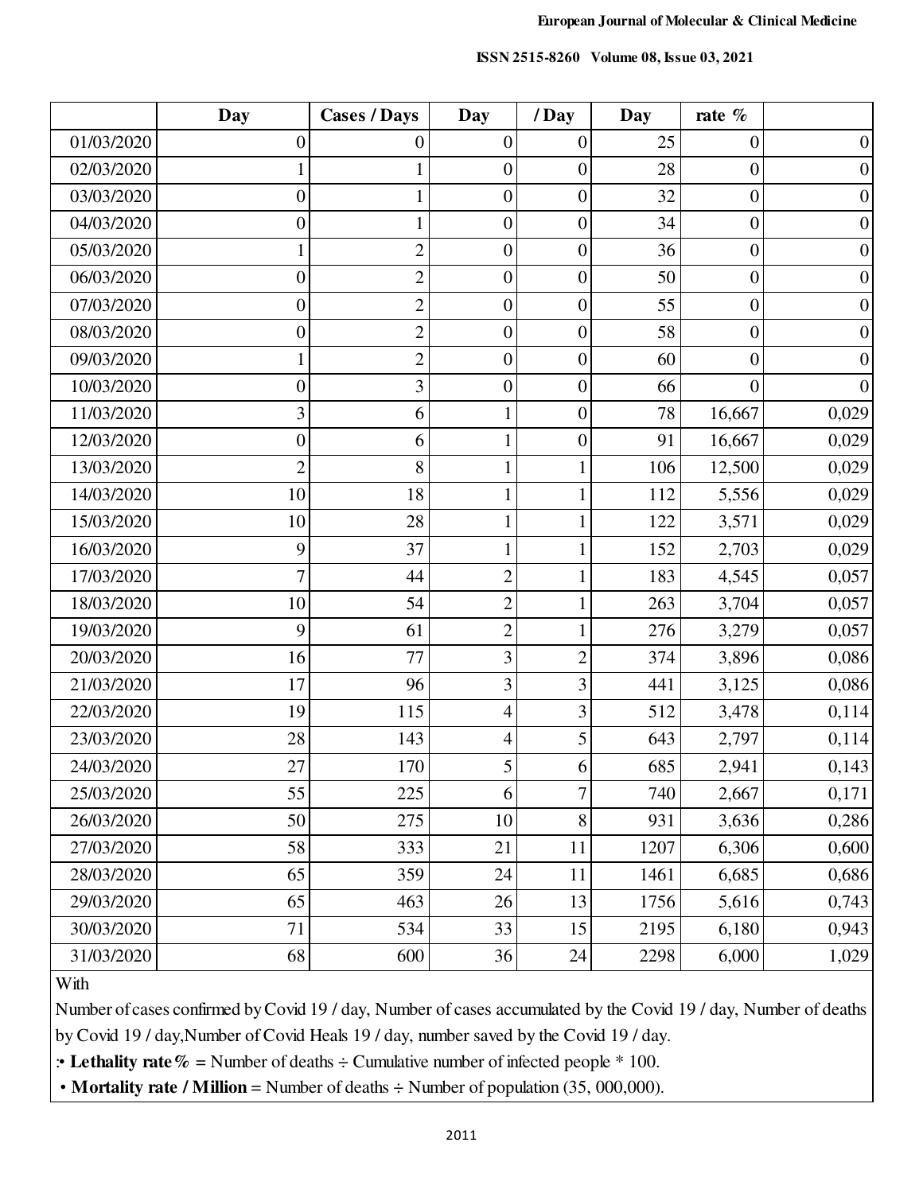| | Day | Cases / Days | Day | / Day | Day | rate % | |
|---|---|---|---|---|---|---|---|
| 01/03/2020 | 0 | 0 | 0 | 0 | 25 | 0 | 0 |
| 02/03/2020 | 1 | 1 | 0 | 0 | 28 | 0 | 0 |
| 03/03/2020 | 0 | 1 | 0 | 0 | 32 | 0 | 0 |
| 04/03/2020 | 0 | 1 | 0 | 0 | 34 | 0 | 0 |
| 05/03/2020 | 1 | 2 | 0 | 0 | 36 | 0 | 0 |
| 06/03/2020 | 0 | 2 | 0 | 0 | 50 | 0 | 0 |
| 07/03/2020 | 0 | 2 | 0 | 0 | 55 | 0 | 0 |
| 08/03/2020 | 0 | 2 | 0 | 0 | 58 | 0 | 0 |
| 09/03/2020 | 1 | 2 | 0 | 0 | 60 | 0 | 0 |
| 10/03/2020 | 0 | 3 | 0 | 0 | 66 | 0 | 0 |
| 11/03/2020 | 3 | 6 | 1 | 0 | 78 | 16,667 | 0,029 |
| 12/03/2020 | 0 | 6 | 1 | 0 | 91 | 16,667 | 0,029 |
| 13/03/2020 | 2 | 8 | 1 | 1 | 106 | 12,500 | 0,029 |
| 14/03/2020 | 10 | 18 | 1 | 1 | 112 | 5,556 | 0,029 |
| 15/03/2020 | 10 | 28 | 1 | 1 | 122 | 3,571 | 0,029 |
| 16/03/2020 | 9 | 37 | 1 | 1 | 152 | 2,703 | 0,029 |
| 17/03/2020 | 7 | 44 | 2 | 1 | 183 | 4,545 | 0,057 |
| 18/03/2020 | 10 | 54 | 2 | 1 | 263 | 3,704 | 0,057 |
| 19/03/2020 | 9 | 61 | 2 | 1 | 276 | 3,279 | 0,057 |
| 20/03/2020 | 16 | 77 | 3 | 2 | 374 | 3,896 | 0,086 |
| 21/03/2020 | 17 | 96 | 3 | 3 | 441 | 3,125 | 0,086 |
| 22/03/2020 | 19 | 115 | 4 | 3 | 512 | 3,478 | 0,114 |
| 23/03/2020 | 28 | 143 | 4 | 5 | 643 | 2,797 | 0,114 |
| 24/03/2020 | 27 | 170 | 5 | 6 | 685 | 2,941 | 0,143 |
| 25/03/2020 | 55 | 225 | 6 | 7 | 740 | 2,667 | 0,171 |
| 26/03/2020 | 50 | 275 | 10 | 8 | 931 | 3,636 | 0,286 |
| 27/03/2020 | 58 | 333 | 21 | 11 | 1207 | 6,306 | 0,600 |
| 28/03/2020 | 65 | 359 | 24 | 11 | 1461 | 6,685 | 0,686 |
| 29/03/2020 | 65 | 463 | 26 | 13 | 1756 | 5,616 | 0,743 |
| 30/03/2020 | 71 | 534 | 33 | 15 | 2195 | 6,180 | 0,943 |
| 31/03/2020 | 68 | 600 | 36 | 24 | 2298 | 6,000 | 1,029 |

With

Number of cases confirmed by Covid 19 / day, Number of cases accumulated by the Covid 19 / day, Number of deaths by Covid 19 / day,Number of Covid Heals 19 / day, number saved by the Covid 19 / day.

:• **Lethality rate %** = Number of deaths ÷ Cumulative number of infected people * 100.

• **Mortality rate / Million** = Number of deaths ÷ Number of population (35, 000,000).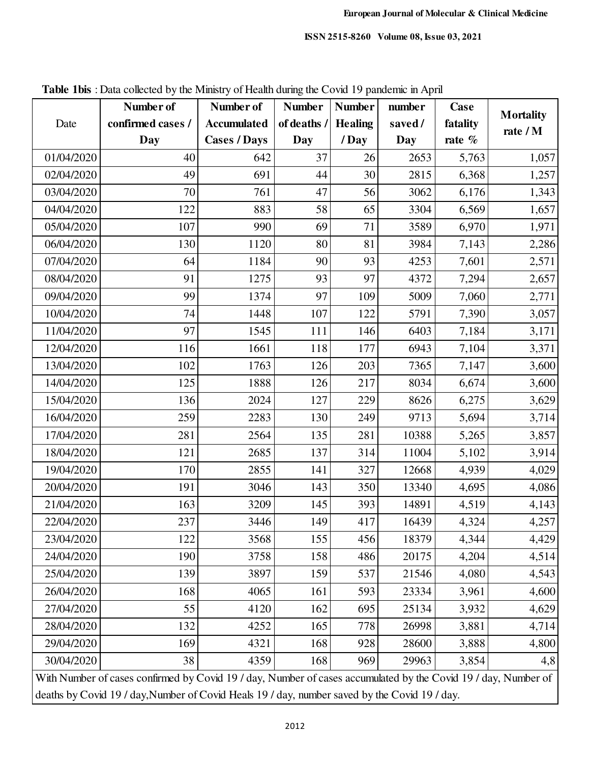**Table 1bis** : Data collected by the Ministry of Health during the Covid 19 pandemic in April

| Date | Number of confirmed cases / Day | Number of Accumulated Cases / Days | Number of deaths / Day | Number Healing / Day | number saved / Day | Case fatality rate % | Mortality rate / M |
|---|---|---|---|---|---|---|---|
| 01/04/2020 | 40 | 642 | 37 | 26 | 2653 | 5,763 | 1,057 |
| 02/04/2020 | 49 | 691 | 44 | 30 | 2815 | 6,368 | 1,257 |
| 03/04/2020 | 70 | 761 | 47 | 56 | 3062 | 6,176 | 1,343 |
| 04/04/2020 | 122 | 883 | 58 | 65 | 3304 | 6,569 | 1,657 |
| 05/04/2020 | 107 | 990 | 69 | 71 | 3589 | 6,970 | 1,971 |
| 06/04/2020 | 130 | 1120 | 80 | 81 | 3984 | 7,143 | 2,286 |
| 07/04/2020 | 64 | 1184 | 90 | 93 | 4253 | 7,601 | 2,571 |
| 08/04/2020 | 91 | 1275 | 93 | 97 | 4372 | 7,294 | 2,657 |
| 09/04/2020 | 99 | 1374 | 97 | 109 | 5009 | 7,060 | 2,771 |
| 10/04/2020 | 74 | 1448 | 107 | 122 | 5791 | 7,390 | 3,057 |
| 11/04/2020 | 97 | 1545 | 111 | 146 | 6403 | 7,184 | 3,171 |
| 12/04/2020 | 116 | 1661 | 118 | 177 | 6943 | 7,104 | 3,371 |
| 13/04/2020 | 102 | 1763 | 126 | 203 | 7365 | 7,147 | 3,600 |
| 14/04/2020 | 125 | 1888 | 126 | 217 | 8034 | 6,674 | 3,600 |
| 15/04/2020 | 136 | 2024 | 127 | 229 | 8626 | 6,275 | 3,629 |
| 16/04/2020 | 259 | 2283 | 130 | 249 | 9713 | 5,694 | 3,714 |
| 17/04/2020 | 281 | 2564 | 135 | 281 | 10388 | 5,265 | 3,857 |
| 18/04/2020 | 121 | 2685 | 137 | 314 | 11004 | 5,102 | 3,914 |
| 19/04/2020 | 170 | 2855 | 141 | 327 | 12668 | 4,939 | 4,029 |
| 20/04/2020 | 191 | 3046 | 143 | 350 | 13340 | 4,695 | 4,086 |
| 21/04/2020 | 163 | 3209 | 145 | 393 | 14891 | 4,519 | 4,143 |
| 22/04/2020 | 237 | 3446 | 149 | 417 | 16439 | 4,324 | 4,257 |
| 23/04/2020 | 122 | 3568 | 155 | 456 | 18379 | 4,344 | 4,429 |
| 24/04/2020 | 190 | 3758 | 158 | 486 | 20175 | 4,204 | 4,514 |
| 25/04/2020 | 139 | 3897 | 159 | 537 | 21546 | 4,080 | 4,543 |
| 26/04/2020 | 168 | 4065 | 161 | 593 | 23334 | 3,961 | 4,600 |
| 27/04/2020 | 55 | 4120 | 162 | 695 | 25134 | 3,932 | 4,629 |
| 28/04/2020 | 132 | 4252 | 165 | 778 | 26998 | 3,881 | 4,714 |
| 29/04/2020 | 169 | 4321 | 168 | 928 | 28600 | 3,888 | 4,800 |
| 30/04/2020 | 38 | 4359 | 168 | 969 | 29963 | 3,854 | 4,8 |

With Number of cases confirmed by Covid 19 / day, Number of cases accumulated by the Covid 19 / day, Number of deaths by Covid 19 / day,Number of Covid Heals 19 / day, number saved by the Covid 19 / day.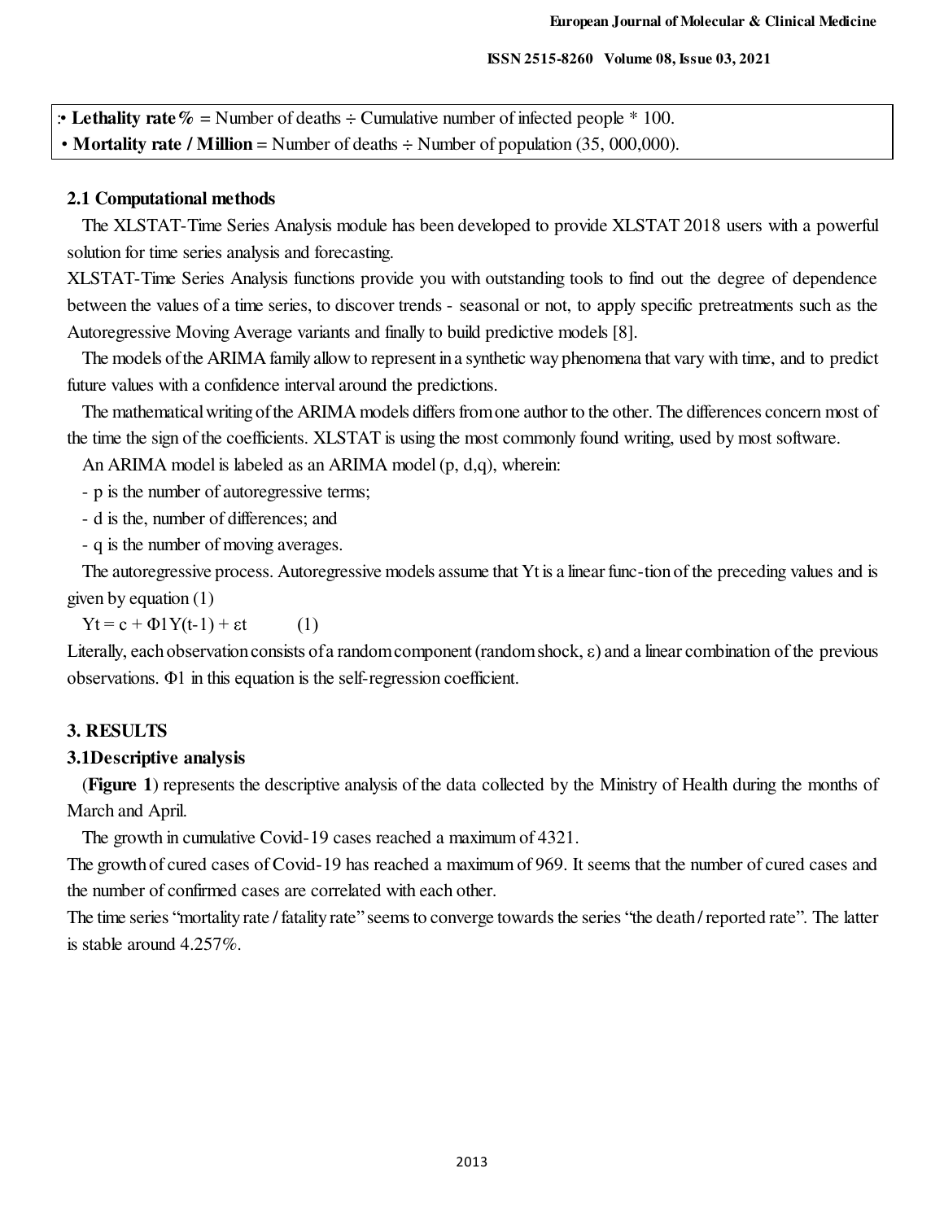:• **Lethality rate %** = Number of deaths ÷ Cumulative number of infected people * 100.
• **Mortality rate / Million** = Number of deaths ÷ Number of population (35, 000,000).

### 2.1 Computational methods

The XLSTAT-Time Series Analysis module has been developed to provide XLSTAT 2018 users with a powerful solution for time series analysis and forecasting.

XLSTAT-Time Series Analysis functions provide you with outstanding tools to find out the degree of dependence between the values of a time series, to discover trends - seasonal or not, to apply specific pretreatments such as the Autoregressive Moving Average variants and finally to build predictive models [8].

The models of the ARIMA family allow to represent in a synthetic way phenomena that vary with time, and to predict future values with a confidence interval around the predictions.

The mathematical writing of the ARIMA models differs from one author to the other. The differences concern most of the time the sign of the coefficients. XLSTAT is using the most commonly found writing, used by most software.

An ARIMA model is labeled as an ARIMA model (p, d,q), wherein:

- p is the number of autoregressive terms;
- d is the, number of differences; and
- q is the number of moving averages.

The autoregressive process. Autoregressive models assume that Yt is a linear func-tion of the preceding values and is given by equation (1)

$$Y_t = c + \Phi_1 Y_{(t-1)} + \varepsilon_t \qquad (1)$$

Literally, each observation consists of a random component (random shock, ε) and a linear combination of the previous observations. $\Phi_1$ in this equation is the self-regression coefficient.

## 3. RESULTS

### 3.1 Descriptive analysis

(**Figure 1**) represents the descriptive analysis of the data collected by the Ministry of Health during the months of March and April.

The growth in cumulative Covid-19 cases reached a maximum of 4321.

The growth of cured cases of Covid-19 has reached a maximum of 969. It seems that the number of cured cases and the number of confirmed cases are correlated with each other.

The time series "mortality rate / fatality rate" seems to converge towards the series "the death / reported rate". The latter is stable around 4.257%.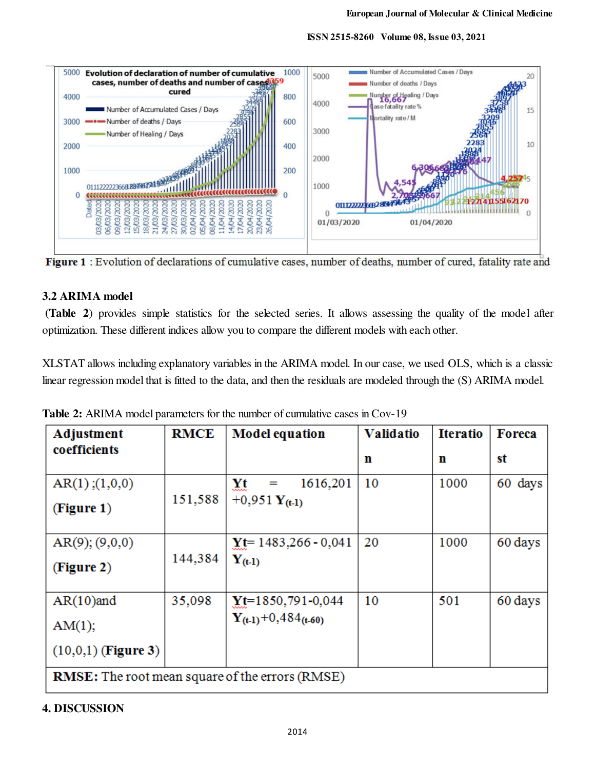**Figure 1** : Evolution of declarations of cumulative cases, number of deaths, number of cured, fatality rate and

### 3.2 ARIMA model

(**Table 2**) provides simple statistics for the selected series. It allows assessing the quality of the model after optimization. These different indices allow you to compare the different models with each other.

XLSTAT allows including explanatory variables in the ARIMA model. In our case, we used OLS, which is a classic linear regression model that is fitted to the data, and then the residuals are modeled through the (S) ARIMA model.

**Table 2:** ARIMA model parameters for the number of cumulative cases in Cov-19

| Adjustment coefficients | RMCE | Model equation | Validation | Iteration | Forecast |
|---|---|---|---|---|---|
| AR(1) ;(1,0,0) (**Figure 1**) | 151,588 | **Yt** = 1616,201 +0,951 $\mathbf{Y}_{(t-1)}$ | 10 | 1000 | 60 days |
| AR(9); (9,0,0) (**Figure 2**) | 144,384 | **Yt**= 1483,266 - 0,041 $\mathbf{Y}_{(t-1)}$ | 20 | 1000 | 60 days |
| AR(10)and AM(1); (10,0,1) (**Figure 3**) | 35,098 | **Yt**=1850,791-0,044 $\mathbf{Y}_{(t-1)}$+0,484$_{(t-60)}$ | 10 | 501 | 60 days |
| **RMSE:** The root mean square of the errors (RMSE) | | | | | |

## 4. DISCUSSION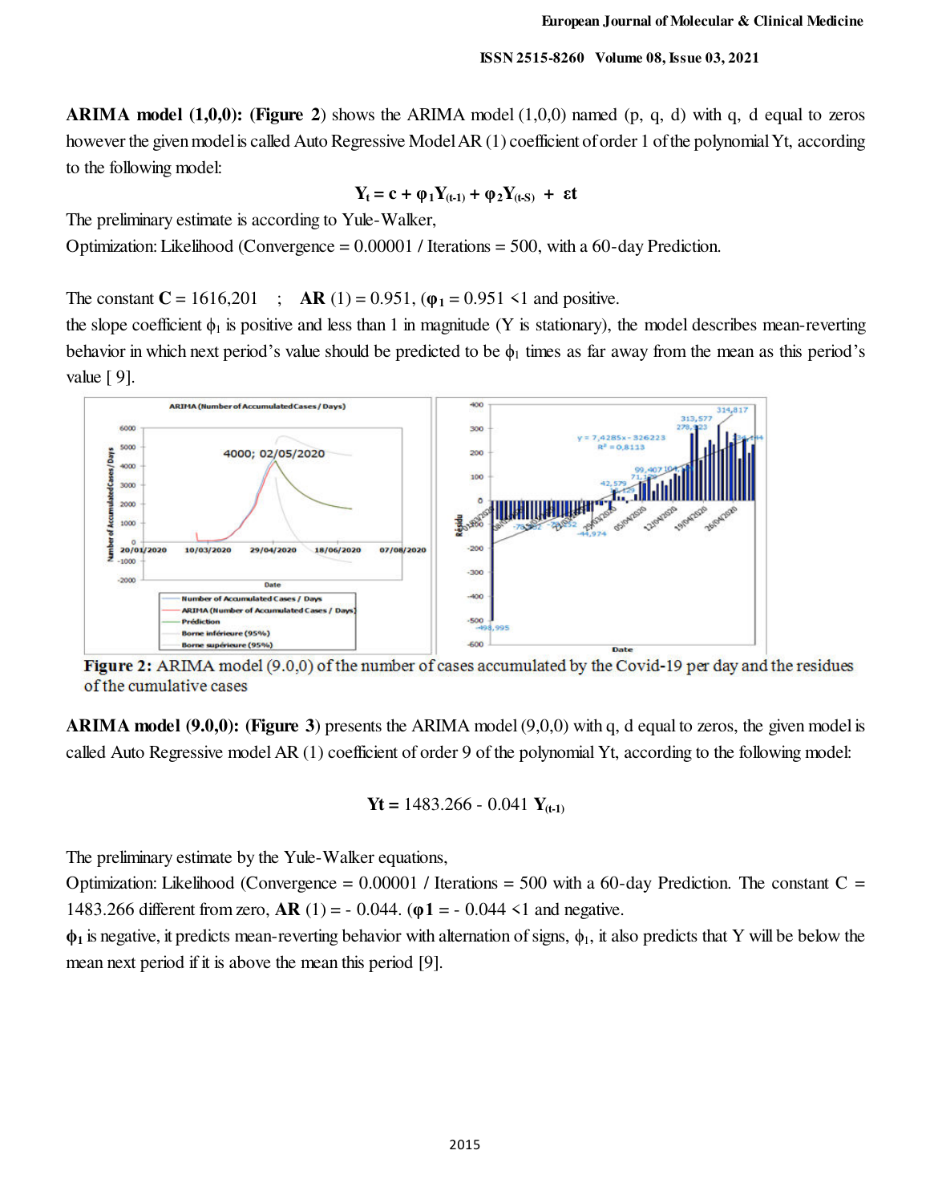**ARIMA model (1,0,0): (Figure 2)** shows the ARIMA model (1,0,0) named (p, q, d) with q, d equal to zeros however the given model is called Auto Regressive Model AR (1) coefficient of order 1 of the polynomial Yt, according to the following model:

$$Y_t = c + \varphi_1 Y_{(t-1)} + \varphi_2 Y_{(t-S)} + \varepsilon t$$

The preliminary estimate is according to Yule-Walker,

Optimization: Likelihood (Convergence = 0.00001 / Iterations = 500, with a 60-day Prediction.

The constant **C** = 1616,201 ; **AR** (1) = 0.951, ($\varphi_1$ = 0.951 <1 and positive.

the slope coefficient $\phi_1$ is positive and less than 1 in magnitude (Y is stationary), the model describes mean-reverting behavior in which next period's value should be predicted to be $\phi_1$ times as far away from the mean as this period's value [ 9].

**Figure 2:** ARIMA model (9.0,0) of the number of cases accumulated by the Covid-19 per day and the residues of the cumulative cases

**ARIMA model (9.0,0): (Figure 3)** presents the ARIMA model (9,0,0) with q, d equal to zeros, the given model is called Auto Regressive model AR (1) coefficient of order 9 of the polynomial Yt, according to the following model:

$$\mathbf{Yt} = 1483.266 - 0.041\ \mathbf{Y}_{(t-1)}$$

The preliminary estimate by the Yule-Walker equations,

Optimization: Likelihood (Convergence = 0.00001 / Iterations = 500 with a 60-day Prediction. The constant C = 1483.266 different from zero, **AR** (1) = - 0.044. ($\varphi$**1** = - 0.044 <1 and negative.

$\phi_1$ is negative, it predicts mean-reverting behavior with alternation of signs, $\phi_1$, it also predicts that Y will be below the mean next period if it is above the mean this period [9].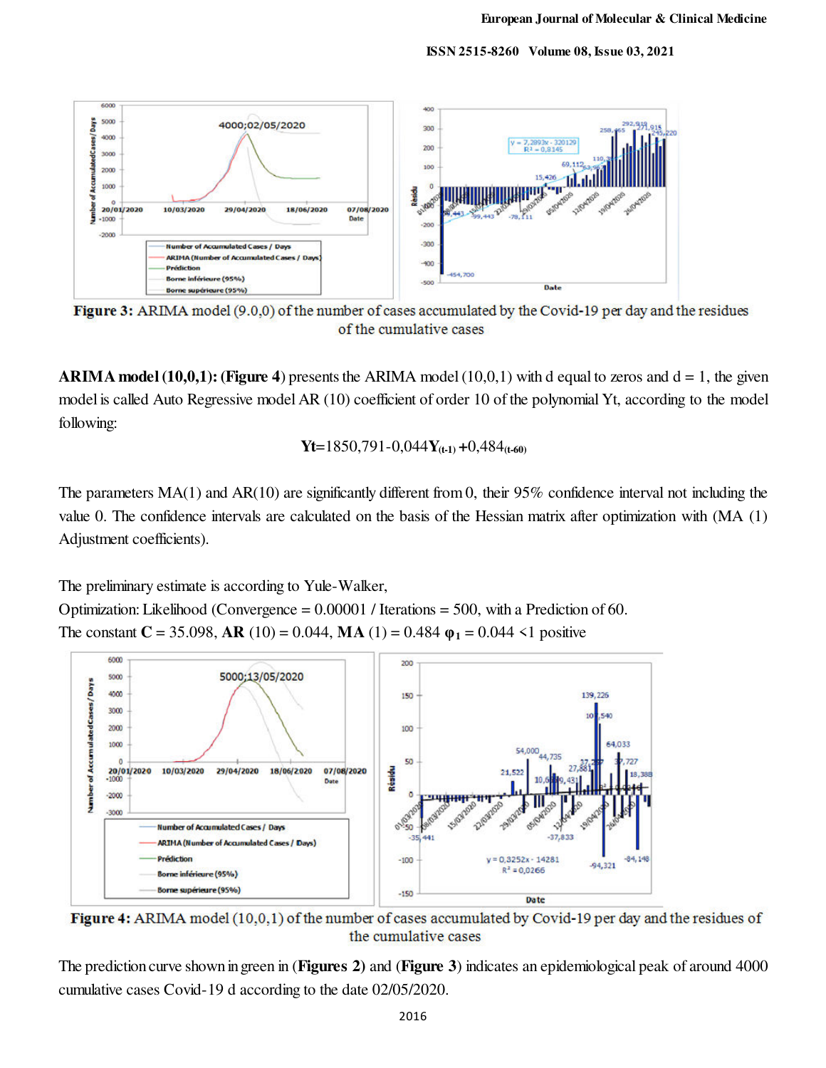Figure 3: ARIMA model (9.0,0) of the number of cases accumulated by the Covid-19 per day and the residues of the cumulative cases

**ARIMA model (10,0,1): (Figure 4)** presents the ARIMA model (10,0,1) with d equal to zeros and d = 1, the given model is called Auto Regressive model AR (10) coefficient of order 10 of the polynomial Yt, according to the model following:

$$\mathbf{Yt}=1850{,}791-0{,}044\mathbf{Y}_{(t-1)}+0{,}484_{(t-60)}$$

The parameters MA(1) and AR(10) are significantly different from 0, their 95% confidence interval not including the value 0. The confidence intervals are calculated on the basis of the Hessian matrix after optimization with (MA (1) Adjustment coefficients).

The preliminary estimate is according to Yule-Walker,
Optimization: Likelihood (Convergence = 0.00001 / Iterations = 500, with a Prediction of 60.
The constant **C** = 35.098, **AR** (10) = 0.044, **MA** (1) = 0.484 $\boldsymbol{\varphi_1}$ = 0.044 <1 positive

Figure 4: ARIMA model (10,0,1) of the number of cases accumulated by Covid-19 per day and the residues of the cumulative cases

The prediction curve shown in green in (**Figures 2**) and (**Figure 3**) indicates an epidemiological peak of around 4000 cumulative cases Covid-19 d according to the date 02/05/2020.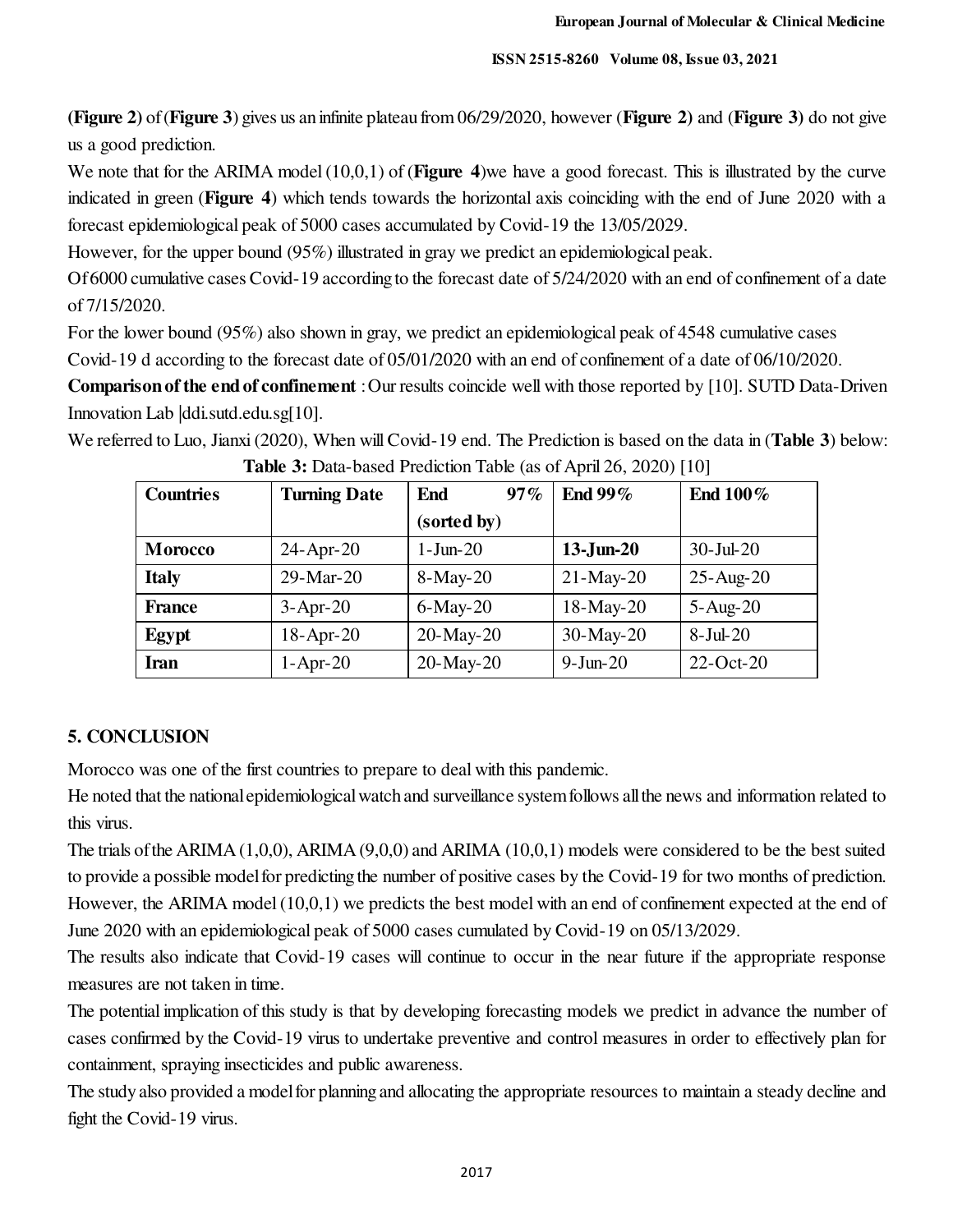**(Figure 2)** of (**Figure 3**) gives us an infinite plateau from 06/29/2020, however (**Figure 2)** and (**Figure 3)** do not give us a good prediction.

We note that for the ARIMA model (10,0,1) of (**Figure 4**)we have a good forecast. This is illustrated by the curve indicated in green (**Figure 4**) which tends towards the horizontal axis coinciding with the end of June 2020 with a forecast epidemiological peak of 5000 cases accumulated by Covid-19 the 13/05/2029.

However, for the upper bound (95%) illustrated in gray we predict an epidemiological peak.

Of 6000 cumulative cases Covid-19 according to the forecast date of 5/24/2020 with an end of confinement of a date of 7/15/2020.

For the lower bound (95%) also shown in gray, we predict an epidemiological peak of 4548 cumulative cases Covid-19 d according to the forecast date of 05/01/2020 with an end of confinement of a date of 06/10/2020.

**Comparison of the end of confinement** : Our results coincide well with those reported by [10]. SUTD Data-Driven Innovation Lab |ddi.sutd.edu.sg[10].

We referred to Luo, Jianxi (2020), When will Covid-19 end. The Prediction is based on the data in (**Table 3**) below:

**Table 3:** Data-based Prediction Table (as of April 26, 2020) [10]

| **Countries** | **Turning Date** | **End 97% (sorted by)** | **End 99%** | **End 100%** |
|---|---|---|---|---|
| **Morocco** | 24-Apr-20 | 1-Jun-20 | **13-Jun-20** | 30-Jul-20 |
| **Italy** | 29-Mar-20 | 8-May-20 | 21-May-20 | 25-Aug-20 |
| **France** | 3-Apr-20 | 6-May-20 | 18-May-20 | 5-Aug-20 |
| **Egypt** | 18-Apr-20 | 20-May-20 | 30-May-20 | 8-Jul-20 |
| **Iran** | 1-Apr-20 | 20-May-20 | 9-Jun-20 | 22-Oct-20 |

## 5. CONCLUSION

Morocco was one of the first countries to prepare to deal with this pandemic.

He noted that the national epidemiological watch and surveillance system follows all the news and information related to this virus.

The trials of the ARIMA (1,0,0), ARIMA (9,0,0) and ARIMA (10,0,1) models were considered to be the best suited to provide a possible model for predicting the number of positive cases by the Covid-19 for two months of prediction. However, the ARIMA model (10,0,1) we predicts the best model with an end of confinement expected at the end of June 2020 with an epidemiological peak of 5000 cases cumulated by Covid-19 on 05/13/2029.

The results also indicate that Covid-19 cases will continue to occur in the near future if the appropriate response measures are not taken in time.

The potential implication of this study is that by developing forecasting models we predict in advance the number of cases confirmed by the Covid-19 virus to undertake preventive and control measures in order to effectively plan for containment, spraying insecticides and public awareness.

The study also provided a model for planning and allocating the appropriate resources to maintain a steady decline and fight the Covid-19 virus.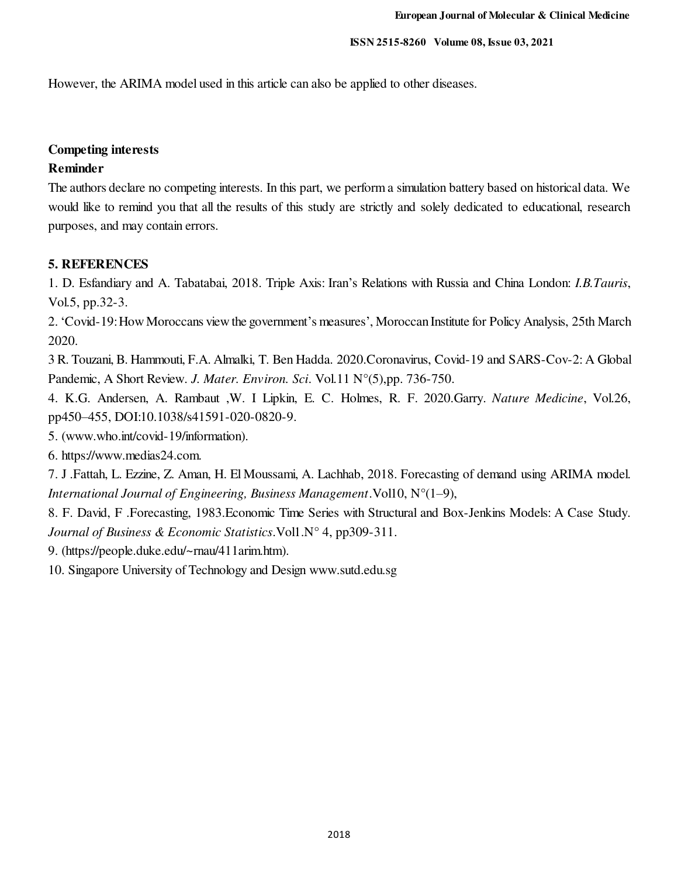However, the ARIMA model used in this article can also be applied to other diseases.

**Competing interests**

**Reminder**

The authors declare no competing interests. In this part, we perform a simulation battery based on historical data. We would like to remind you that all the results of this study are strictly and solely dedicated to educational, research purposes, and may contain errors.

## 5. REFERENCES

1. D. Esfandiary and A. Tabatabai, 2018. Triple Axis: Iran's Relations with Russia and China London: *I.B.Tauris*, Vol.5, pp.32-3.
2. 'Covid-19: How Moroccans view the government's measures', Moroccan Institute for Policy Analysis, 25th March 2020.
3. R. Touzani, B. Hammouti, F.A. Almalki, T. Ben Hadda. 2020.Coronavirus, Covid-19 and SARS-Cov-2: A Global Pandemic, A Short Review. *J. Mater. Environ. Sci*. Vol.11 N°(5),pp. 736-750.
4. K.G. Andersen, A. Rambaut ,W. I Lipkin, E. C. Holmes, R. F. 2020.Garry. *Nature Medicine*, Vol.26, pp450–455, DOI:10.1038/s41591-020-0820-9.
5. (www.who.int/covid-19/information).
6. https://www.medias24.com.
7. J .Fattah, L. Ezzine, Z. Aman, H. El Moussami, A. Lachhab, 2018. Forecasting of demand using ARIMA model. *International Journal of Engineering, Business Management*.Vol10, N°(1–9),
8. F. David, F .Forecasting, 1983.Economic Time Series with Structural and Box-Jenkins Models: A Case Study. *Journal of Business & Economic Statistics*.Vol1.N° 4, pp309-311.
9. (https://people.duke.edu/~rnau/411arim.htm).
10. Singapore University of Technology and Design www.sutd.edu.sg